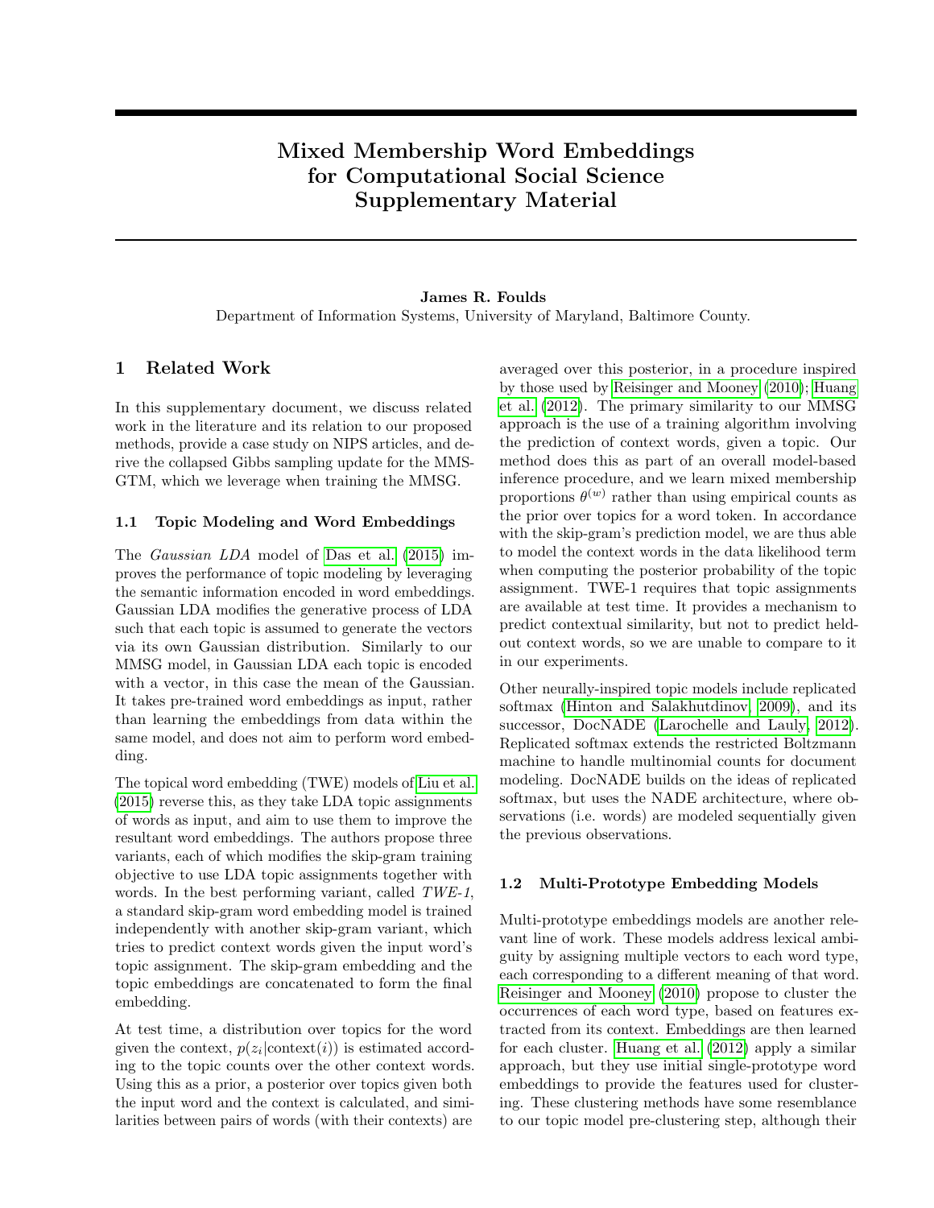# Mixed Membership Word Embeddings for Computational Social Science Supplementary Material

**James R. Foulds**
Department of Information Systems, University of Maryland, Baltimore County.

## 1 Related Work

In this supplementary document, we discuss related work in the literature and its relation to our proposed methods, provide a case study on NIPS articles, and derive the collapsed Gibbs sampling update for the MMS-GTM, which we leverage when training the MMSG.

### 1.1 Topic Modeling and Word Embeddings

The *Gaussian LDA* model of Das et al. (2015) improves the performance of topic modeling by leveraging the semantic information encoded in word embeddings. Gaussian LDA modifies the generative process of LDA such that each topic is assumed to generate the vectors via its own Gaussian distribution. Similarly to our MMSG model, in Gaussian LDA each topic is encoded with a vector, in this case the mean of the Gaussian. It takes pre-trained word embeddings as input, rather than learning the embeddings from data within the same model, and does not aim to perform word embedding.

The topical word embedding (TWE) models of Liu et al. (2015) reverse this, as they take LDA topic assignments of words as input, and aim to use them to improve the resultant word embeddings. The authors propose three variants, each of which modifies the skip-gram training objective to use LDA topic assignments together with words. In the best performing variant, called *TWE-1*, a standard skip-gram word embedding model is trained independently with another skip-gram variant, which tries to predict context words given the input word's topic assignment. The skip-gram embedding and the topic embeddings are concatenated to form the final embedding.

At test time, a distribution over topics for the word given the context, $p(z_i|\text{context}(i))$ is estimated according to the topic counts over the other context words. Using this as a prior, a posterior over topics given both the input word and the context is calculated, and similarities between pairs of words (with their contexts) are averaged over this posterior, in a procedure inspired by those used by Reisinger and Mooney (2010); Huang et al. (2012). The primary similarity to our MMSG approach is the use of a training algorithm involving the prediction of context words, given a topic. Our method does this as part of an overall model-based inference procedure, and we learn mixed membership proportions $\theta^{(w)}$ rather than using empirical counts as the prior over topics for a word token. In accordance with the skip-gram's prediction model, we are thus able to model the context words in the data likelihood term when computing the posterior probability of the topic assignment. TWE-1 requires that topic assignments are available at test time. It provides a mechanism to predict contextual similarity, but not to predict held-out context words, so we are unable to compare to it in our experiments.

Other neurally-inspired topic models include replicated softmax (Hinton and Salakhutdinov, 2009), and its successor, DocNADE (Larochelle and Lauly, 2012). Replicated softmax extends the restricted Boltzmann machine to handle multinomial counts for document modeling. DocNADE builds on the ideas of replicated softmax, but uses the NADE architecture, where observations (i.e. words) are modeled sequentially given the previous observations.

### 1.2 Multi-Prototype Embedding Models

Multi-prototype embeddings models are another relevant line of work. These models address lexical ambiguity by assigning multiple vectors to each word type, each corresponding to a different meaning of that word. Reisinger and Mooney (2010) propose to cluster the occurrences of each word type, based on features extracted from its context. Embeddings are then learned for each cluster. Huang et al. (2012) apply a similar approach, but they use initial single-prototype word embeddings to provide the features used for clustering. These clustering methods have some resemblance to our topic model pre-clustering step, although their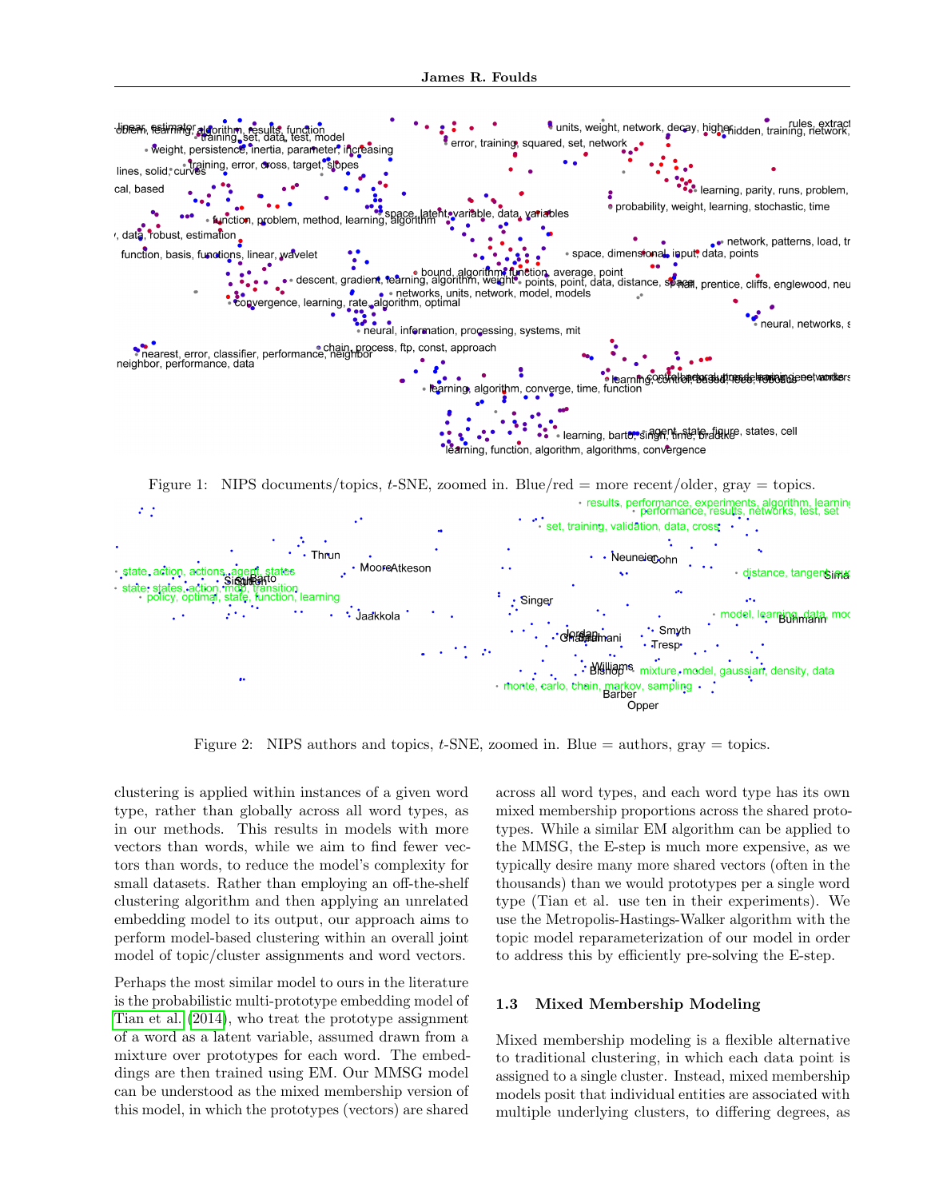Figure 1: NIPS documents/topics, $t$-SNE, zoomed in. Blue/red = more recent/older, gray = topics.

Figure 2: NIPS authors and topics, $t$-SNE, zoomed in. Blue = authors, gray = topics.

clustering is applied within instances of a given word type, rather than globally across all word types, as in our methods. This results in models with more vectors than words, while we aim to find fewer vectors than words, to reduce the model's complexity for small datasets. Rather than employing an off-the-shelf clustering algorithm and then applying an unrelated embedding model to its output, our approach aims to perform model-based clustering within an overall joint model of topic/cluster assignments and word vectors.

Perhaps the most similar model to ours in the literature is the probabilistic multi-prototype embedding model of Tian et al. (2014), who treat the prototype assignment of a word as a latent variable, assumed drawn from a mixture over prototypes for each word. The embeddings are then trained using EM. Our MMSG model can be understood as the mixed membership version of this model, in which the prototypes (vectors) are shared across all word types, and each word type has its own mixed membership proportions across the shared prototypes. While a similar EM algorithm can be applied to the MMSG, the E-step is much more expensive, as we typically desire many more shared vectors (often in the thousands) than we would prototypes per a single word type (Tian et al. use ten in their experiments). We use the Metropolis-Hastings-Walker algorithm with the topic model reparameterization of our model in order to address this by efficiently pre-solving the E-step.

### 1.3 Mixed Membership Modeling

Mixed membership modeling is a flexible alternative to traditional clustering, in which each data point is assigned to a single cluster. Instead, mixed membership models posit that individual entities are associated with multiple underlying clusters, to differing degrees, as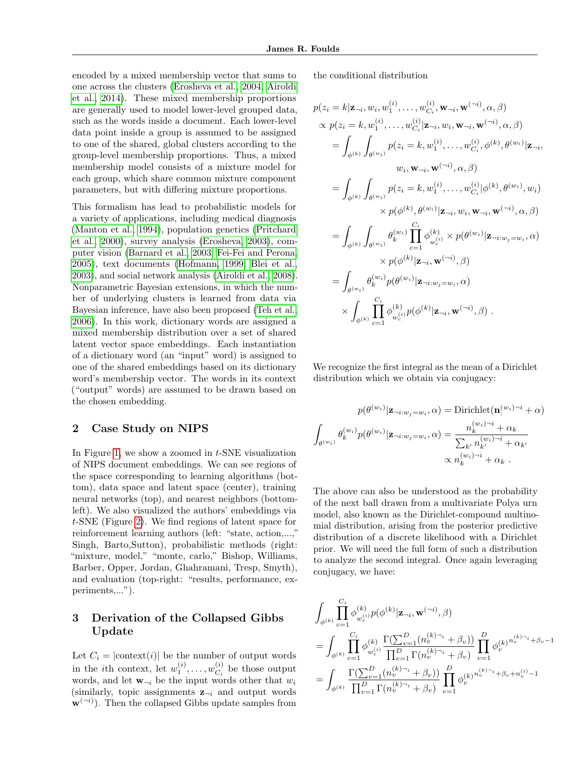encoded by a mixed membership vector that sums to one across the clusters (Erosheva et al., 2004; Airoldi et al., 2014). These mixed membership proportions are generally used to model lower-level grouped data, such as the words inside a document. Each lower-level data point inside a group is assumed to be assigned to one of the shared, global clusters according to the group-level membership proportions. Thus, a mixed membership model consists of a mixture model for each group, which share common mixture component parameters, but with differing mixture proportions.

This formalism has lead to probabilistic models for a variety of applications, including medical diagnosis (Manton et al., 1994), population genetics (Pritchard et al., 2000), survey analysis (Erosheva, 2003), computer vision (Barnard et al., 2003; Fei-Fei and Perona, 2005), text documents (Hofmann, 1999; Blei et al., 2003), and social network analysis (Airoldi et al., 2008). Nonparametric Bayesian extensions, in which the number of underlying clusters is learned from data via Bayesian inference, have also been proposed (Teh et al., 2006). In this work, dictionary words are assigned a mixed membership distribution over a set of shared latent vector space embeddings. Each instantiation of a dictionary word (an "input" word) is assigned to one of the shared embeddings based on its dictionary word's membership vector. The words in its context ("output" words) are assumed to be drawn based on the chosen embedding.

## 2 Case Study on NIPS

In Figure 1, we show a zoomed in $t$-SNE visualization of NIPS document embeddings. We can see regions of the space corresponding to learning algorithms (bottom), data space and latent space (center), training neural networks (top), and nearest neighbors (bottom-left). We also visualized the authors' embeddings via $t$-SNE (Figure 2). We find regions of latent space for reinforcement learning authors (left: "state, action,...," Singh, Barto,Sutton), probabilistic methods (right: "mixture, model," "monte, carlo," Bishop, Williams, Barber, Opper, Jordan, Ghahramani, Tresp, Smyth), and evaluation (top-right: "results, performance, experiments,...").

## 3 Derivation of the Collapsed Gibbs Update

Let $C_i = |\text{context}(i)|$ be the number of output words in the $i$th context, let $w_1^{(i)}, \ldots, w_{C_i}^{(i)}$ be those output words, and let $\mathbf{w}_{\neg i}$ be the input words other that $w_i$ (similarly, topic assignments $\mathbf{z}_{\neg i}$ and output words $\mathbf{w}^{(\neg i)}$). Then the collapsed Gibbs update samples from the conditional distribution

$$
\begin{aligned}
&p(z_i = k|\mathbf{z}_{\neg i}, w_i, w_1^{(i)}, \ldots, w_{C_i}^{(i)}, \mathbf{w}_{\neg i}, \mathbf{w}^{(\neg i)}, \alpha, \beta) \\
&\propto p(z_i = k, w_1^{(i)}, \ldots, w_{C_i}^{(i)}|\mathbf{z}_{\neg i}, w_i, \mathbf{w}_{\neg i}, \mathbf{w}^{(\neg i)}, \alpha, \beta) \\
&= \int_{\phi^{(k)}} \int_{\theta^{(w_i)}} p(z_i = k, w_1^{(i)}, \ldots, w_{C_i}^{(i)}, \phi^{(k)}, \theta^{(w_i)}|\mathbf{z}_{\neg i}, w_i, \mathbf{w}_{\neg i}, \mathbf{w}^{(\neg i)}, \alpha, \beta) \\
&= \int_{\phi^{(k)}} \int_{\theta^{(w_i)}} p(z_i = k, w_1^{(i)}, \ldots, w_{C_i}^{(i)}|\phi^{(k)}, \theta^{(w_i)}, w_i) \times p(\phi^{(k)}, \theta^{(w_i)}|\mathbf{z}_{\neg i}, w_i, \mathbf{w}_{\neg i}, \mathbf{w}^{(\neg i)}, \alpha, \beta) \\
&= \int_{\phi^{(k)}} \int_{\theta^{(w_i)}} \theta_k^{(w_i)} \prod_{c=1}^{C_i} \phi^{(k)}_{w_c^{(i)}} \times p(\theta^{(w_i)}|\mathbf{z}_{\neg i: w_j = w_i}, \alpha) \times p(\phi^{(k)}|\mathbf{z}_{\neg i}, \mathbf{w}^{(\neg i)}, \beta) \\
&= \int_{\theta^{(w_i)}} \theta_k^{(w_i)} p(\theta^{(w_i)}|\mathbf{z}_{\neg i: w_j = w_i}, \alpha) \times \int_{\phi^{(k)}} \prod_{c=1}^{C_i} \phi^{(k)}_{w_c^{(i)}} p(\phi^{(k)}|\mathbf{z}_{\neg i}, \mathbf{w}^{(\neg i)}, \beta) \ .
\end{aligned}
$$

We recognize the first integral as the mean of a Dirichlet distribution which we obtain via conjugacy:

$$
\begin{aligned}
p(\theta^{(w_i)}|\mathbf{z}_{\neg i: w_j = w_i}, \alpha) &= \text{Dirichlet}(\mathbf{n}_{:}^{(w_i)\neg i} + \alpha) \\
\int_{\theta^{(w_i)}} \theta_k^{(w_i)} p(\theta^{(w_i)}|\mathbf{z}_{\neg i: w_j = w_i}, \alpha) &= \frac{n_k^{(w_i)\neg i} + \alpha_k}{\sum_{k'} n_{k'}^{(w_i)\neg i} + \alpha_{k'}} \\
&\propto n_k^{(w_i)\neg i} + \alpha_k \ .
\end{aligned}
$$

The above can also be understood as the probability of the next ball drawn from a multivariate Polya urn model, also known as the Dirichlet-compound multinomial distribution, arising from the posterior predictive distribution of a discrete likelihood with a Dirichlet prior. We will need the full form of such a distribution to analyze the second integral. Once again leveraging conjugacy, we have:

$$
\begin{aligned}
&\int_{\phi^{(k)}} \prod_{c=1}^{C_i} \phi^{(k)}_{w_c^{(i)}} p(\phi^{(k)}|\mathbf{z}_{\neg i}, \mathbf{w}^{(\neg i)}, \beta) \\
&= \int_{\phi^{(k)}} \prod_{c=1}^{C_i} \phi^{(k)}_{w_c^{(i)}} \frac{\Gamma(\sum_{v=1}^{D}(n_v^{(k)\neg i} + \beta_v))}{\prod_{v=1}^{D} \Gamma(n_v^{(k)\neg i} + \beta_v)} \prod_{v=1}^{D} {\phi_v^{(k)}}^{n_v^{(k)\neg i} + \beta_v - 1} \\
&= \int_{\phi^{(k)}} \frac{\Gamma(\sum_{v=1}^{D}(n_v^{(k)\neg i} + \beta_v))}{\prod_{v=1}^{D} \Gamma(n_v^{(k)\neg i} + \beta_v)} \prod_{v=1}^{D} {\phi_v^{(k)}}^{n_v^{(k)\neg i} + \beta_v + n_v^{(i)} - 1}
\end{aligned}
$$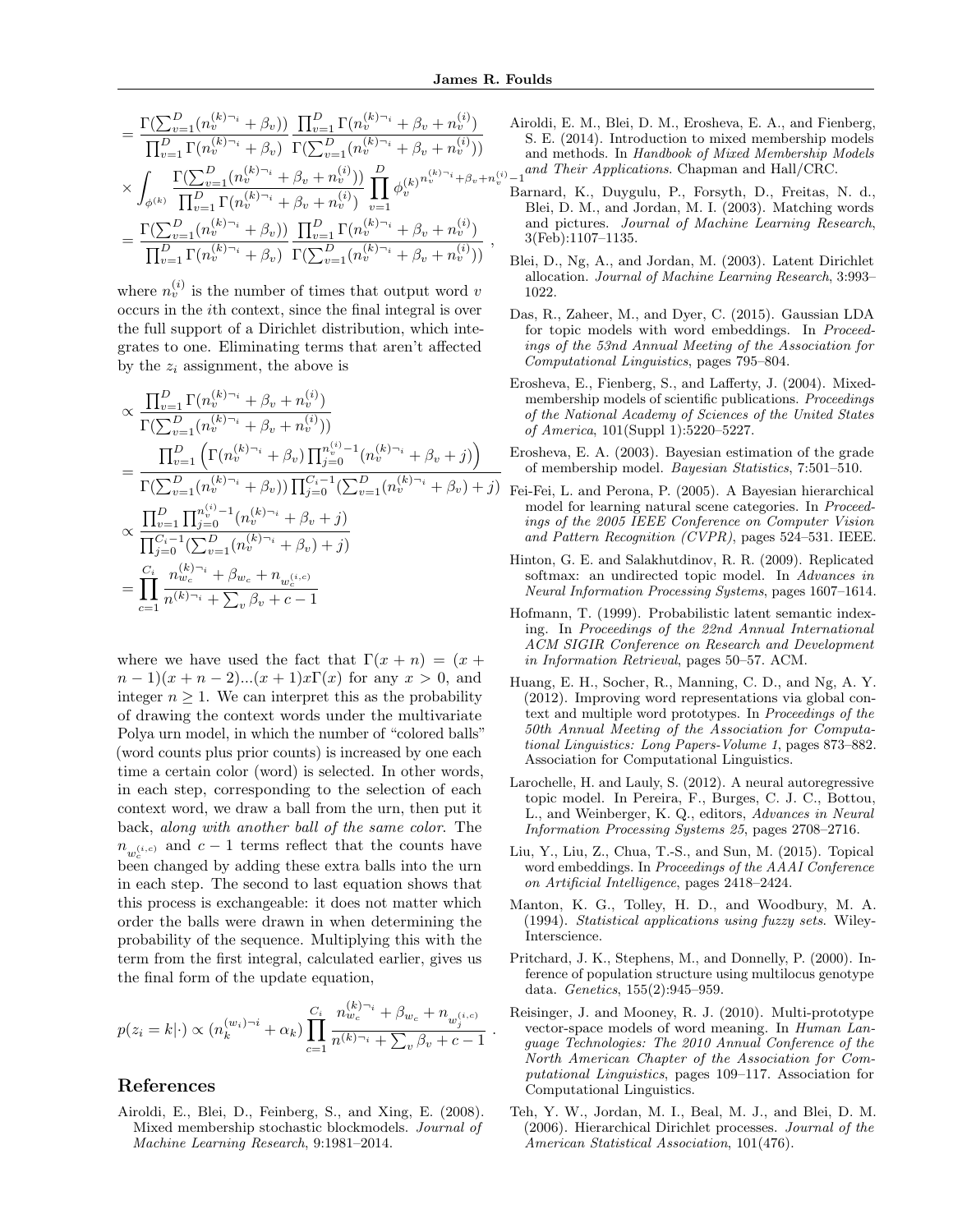$$
= \frac{\Gamma(\sum_{v=1}^{D}(n_v^{(k)\neg_i} + \beta_v))}{\prod_{v=1}^{D}\Gamma(n_v^{(k)\neg_i} + \beta_v)} \frac{\prod_{v=1}^{D}\Gamma(n_v^{(k)\neg_i} + \beta_v + n_v^{(i)})}{\Gamma(\sum_{v=1}^{D}(n_v^{(k)\neg_i} + \beta_v + n_v^{(i)}))}
$$

$$
\times \int_{\phi^{(k)}} \frac{\Gamma(\sum_{v=1}^{D}(n_v^{(k)\neg_i} + \beta_v + n_v^{(i)}))}{\prod_{v=1}^{D}\Gamma(n_v^{(k)\neg_i} + \beta_v + n_v^{(i)})} \prod_{v=1}^{D} \phi_v^{(k)^{n_v^{(k)\neg_i} + \beta_v + n_v^{(i)} - 1}}
$$

$$
= \frac{\Gamma(\sum_{v=1}^{D}(n_v^{(k)\neg_i} + \beta_v))}{\prod_{v=1}^{D}\Gamma(n_v^{(k)\neg_i} + \beta_v)} \frac{\prod_{v=1}^{D}\Gamma(n_v^{(k)\neg_i} + \beta_v + n_v^{(i)})}{\Gamma(\sum_{v=1}^{D}(n_v^{(k)\neg_i} + \beta_v + n_v^{(i)}))} ,
$$

where $n_v^{(i)}$ is the number of times that output word $v$ occurs in the $i$th context, since the final integral is over the full support of a Dirichlet distribution, which integrates to one. Eliminating terms that aren't affected by the $z_i$ assignment, the above is

$$
\propto \frac{\prod_{v=1}^{D}\Gamma(n_v^{(k)\neg_i} + \beta_v + n_v^{(i)})}{\Gamma(\sum_{v=1}^{D}(n_v^{(k)\neg_i} + \beta_v + n_v^{(i)}))}
$$

$$
= \frac{\prod_{v=1}^{D}\left(\Gamma(n_v^{(k)\neg_i} + \beta_v)\prod_{j=0}^{n_v^{(i)}-1}(n_v^{(k)\neg_i} + \beta_v + j)\right)}{\Gamma(\sum_{v=1}^{D}(n_v^{(k)\neg_i} + \beta_v))\prod_{j=0}^{C_i-1}(\sum_{v=1}^{D}(n_v^{(k)\neg_i} + \beta_v) + j)}
$$

$$
\propto \frac{\prod_{v=1}^{D}\prod_{j=0}^{n_v^{(i)}-1}(n_v^{(k)\neg_i} + \beta_v + j)}{\prod_{j=0}^{C_i-1}(\sum_{v=1}^{D}(n_v^{(k)\neg_i} + \beta_v) + j)}
$$

$$
= \prod_{c=1}^{C_i} \frac{n_{w_c}^{(k)\neg_i} + \beta_{w_c} + n_{w_c^{(i,c)}}}{n^{(k)\neg_i} + \sum_v \beta_v + c - 1}
$$

where we have used the fact that $\Gamma(x + n) = (x + n - 1)(x + n - 2)...(x + 1)x\Gamma(x)$ for any $x > 0$, and integer $n \geq 1$. We can interpret this as the probability of drawing the context words under the multivariate Polya urn model, in which the number of "colored balls" (word counts plus prior counts) is increased by one each time a certain color (word) is selected. In other words, in each step, corresponding to the selection of each context word, we draw a ball from the urn, then put it back, *along with another ball of the same color*. The $n_{w_c^{(i,c)}}$ and $c - 1$ terms reflect that the counts have been changed by adding these extra balls into the urn in each step. The second to last equation shows that this process is exchangeable: it does not matter which order the balls were drawn in when determining the probability of the sequence. Multiplying this with the term from the first integral, calculated earlier, gives us the final form of the update equation,

$$
p(z_i = k|\cdot) \propto (n_k^{(w_i)\neg i} + \alpha_k) \prod_{c=1}^{C_i} \frac{n_{w_c}^{(k)\neg_i} + \beta_{w_c} + n_{w_j^{(i,c)}}}{n^{(k)\neg_i} + \sum_v \beta_v + c - 1} .
$$

## References

Airoldi, E., Blei, D., Feinberg, S., and Xing, E. (2008). Mixed membership stochastic blockmodels. *Journal of Machine Learning Research*, 9:1981–2014.

Airoldi, E. M., Blei, D. M., Erosheva, E. A., and Fienberg, S. E. (2014). Introduction to mixed membership models and methods. In *Handbook of Mixed Membership Models and Their Applications*. Chapman and Hall/CRC.

Barnard, K., Duygulu, P., Forsyth, D., Freitas, N. d., Blei, D. M., and Jordan, M. I. (2003). Matching words and pictures. *Journal of Machine Learning Research*, 3(Feb):1107–1135.

Blei, D., Ng, A., and Jordan, M. (2003). Latent Dirichlet allocation. *Journal of Machine Learning Research*, 3:993–1022.

Das, R., Zaheer, M., and Dyer, C. (2015). Gaussian LDA for topic models with word embeddings. In *Proceedings of the 53nd Annual Meeting of the Association for Computational Linguistics*, pages 795–804.

Erosheva, E., Fienberg, S., and Lafferty, J. (2004). Mixed-membership models of scientific publications. *Proceedings of the National Academy of Sciences of the United States of America*, 101(Suppl 1):5220–5227.

Erosheva, E. A. (2003). Bayesian estimation of the grade of membership model. *Bayesian Statistics*, 7:501–510.

Fei-Fei, L. and Perona, P. (2005). A Bayesian hierarchical model for learning natural scene categories. In *Proceedings of the 2005 IEEE Conference on Computer Vision and Pattern Recognition (CVPR)*, pages 524–531. IEEE.

Hinton, G. E. and Salakhutdinov, R. R. (2009). Replicated softmax: an undirected topic model. In *Advances in Neural Information Processing Systems*, pages 1607–1614.

Hofmann, T. (1999). Probabilistic latent semantic indexing. In *Proceedings of the 22nd Annual International ACM SIGIR Conference on Research and Development in Information Retrieval*, pages 50–57. ACM.

Huang, E. H., Socher, R., Manning, C. D., and Ng, A. Y. (2012). Improving word representations via global context and multiple word prototypes. In *Proceedings of the 50th Annual Meeting of the Association for Computational Linguistics: Long Papers-Volume 1*, pages 873–882. Association for Computational Linguistics.

Larochelle, H. and Lauly, S. (2012). A neural autoregressive topic model. In Pereira, F., Burges, C. J. C., Bottou, L., and Weinberger, K. Q., editors, *Advances in Neural Information Processing Systems 25*, pages 2708–2716.

Liu, Y., Liu, Z., Chua, T.-S., and Sun, M. (2015). Topical word embeddings. In *Proceedings of the AAAI Conference on Artificial Intelligence*, pages 2418–2424.

Manton, K. G., Tolley, H. D., and Woodbury, M. A. (1994). *Statistical applications using fuzzy sets*. Wiley-Interscience.

Pritchard, J. K., Stephens, M., and Donnelly, P. (2000). Inference of population structure using multilocus genotype data. *Genetics*, 155(2):945–959.

Reisinger, J. and Mooney, R. J. (2010). Multi-prototype vector-space models of word meaning. In *Human Language Technologies: The 2010 Annual Conference of the North American Chapter of the Association for Computational Linguistics*, pages 109–117. Association for Computational Linguistics.

Teh, Y. W., Jordan, M. I., Beal, M. J., and Blei, D. M. (2006). Hierarchical Dirichlet processes. *Journal of the American Statistical Association*, 101(476).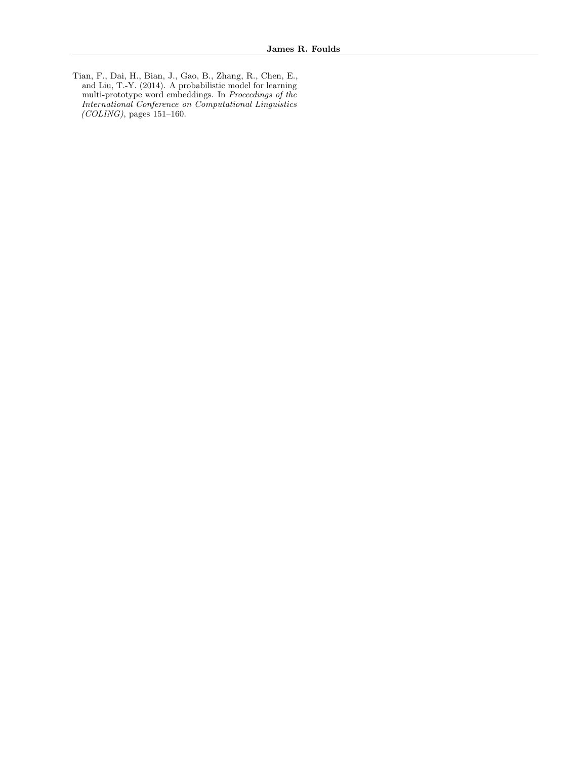Tian, F., Dai, H., Bian, J., Gao, B., Zhang, R., Chen, E., and Liu, T.-Y. (2014). A probabilistic model for learning multi-prototype word embeddings. In *Proceedings of the International Conference on Computational Linguistics (COLING)*, pages 151–160.